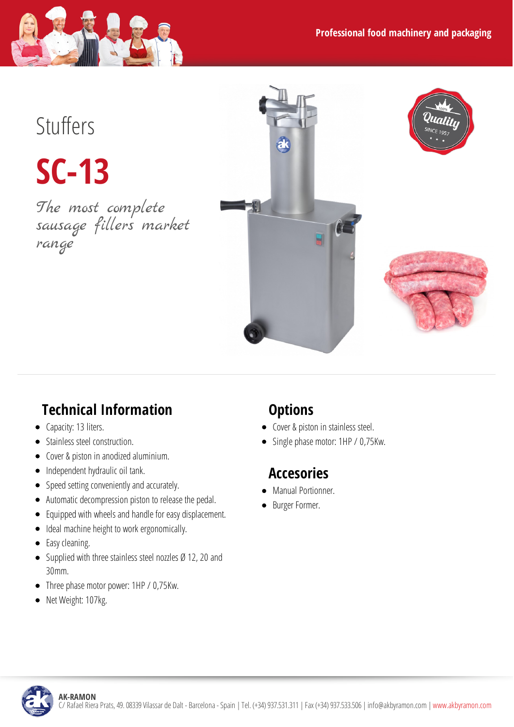Professional food machinery and packaging

# Stuffers

# SC-13

*The most complete sausage fillers market range*

## Technical Information

- Capacity: 13 liters.
- Stainless steel construction.
- Cover & piston in anodized aluminium.
- Independent hydraulic oil tank.
- Speed setting conveniently and accurately.
- Automatic decompression piston to release the pedal.
- Equipped with wheels and handle for easy displacement.
- Ideal machine height to work ergonomically.
- Easy cleaning.
- Supplied with three stainless steel nozzles Ø 12, 20 and 30mm.
- Three phase motor power: 1HP / 0,75Kw.
- Net Weight: 107kg.

## Options

- Cover & piston in stainless steel.
- Single phase motor: 1HP / 0,75Kw.

## Accesories

- Manual Portionner.
- Burger Former.

**AK-RAMON**
C/ Rafael Riera Prats, 49. 08339 Vilassar de Dalt - Barcelona - Spain | Tel. (+34) 937.531.311 | Fax (+34) 937.533.506 | info@akbyramon.com | www.akbyramon.com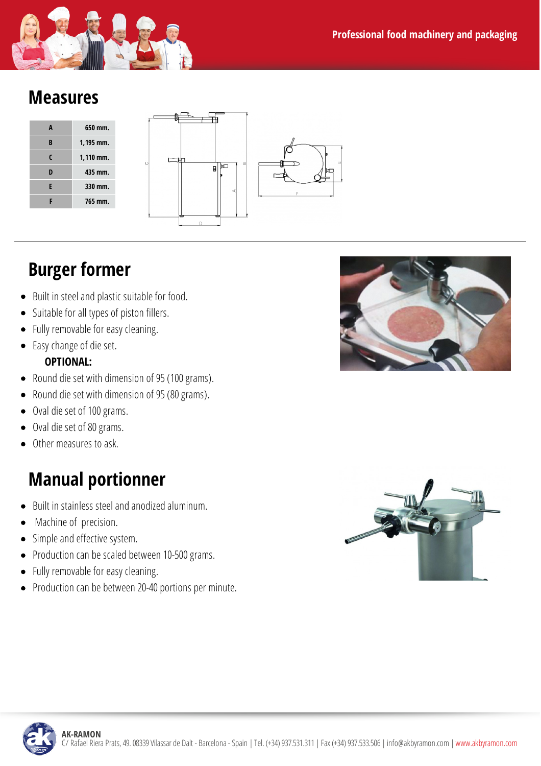## Measures

| A | 650 mm. |
|---|---|
| B | 1,195 mm. |
| C | 1,110 mm. |
| D | 435 mm. |
| E | 330 mm. |
| F | 765 mm. |

## Burger former

- Built in steel and plastic suitable for food.
- Suitable for all types of piston fillers.
- Fully removable for easy cleaning.
- Easy change of die set.

**OPTIONAL:**

- Round die set with dimension of 95 (100 grams).
- Round die set with dimension of 95 (80 grams).
- Oval die set of 100 grams.
- Oval die set of 80 grams.
- Other measures to ask.

## Manual portionner

- Built in stainless steel and anodized aluminum.
- Machine of precision.
- Simple and effective system.
- Production can be scaled between 10-500 grams.
- Fully removable for easy cleaning.
- Production can be between 20-40 portions per minute.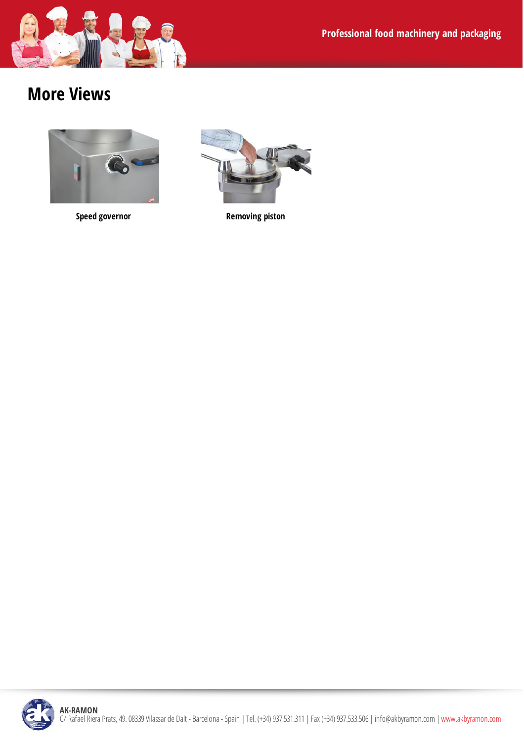## More Views

Speed governor

Removing piston